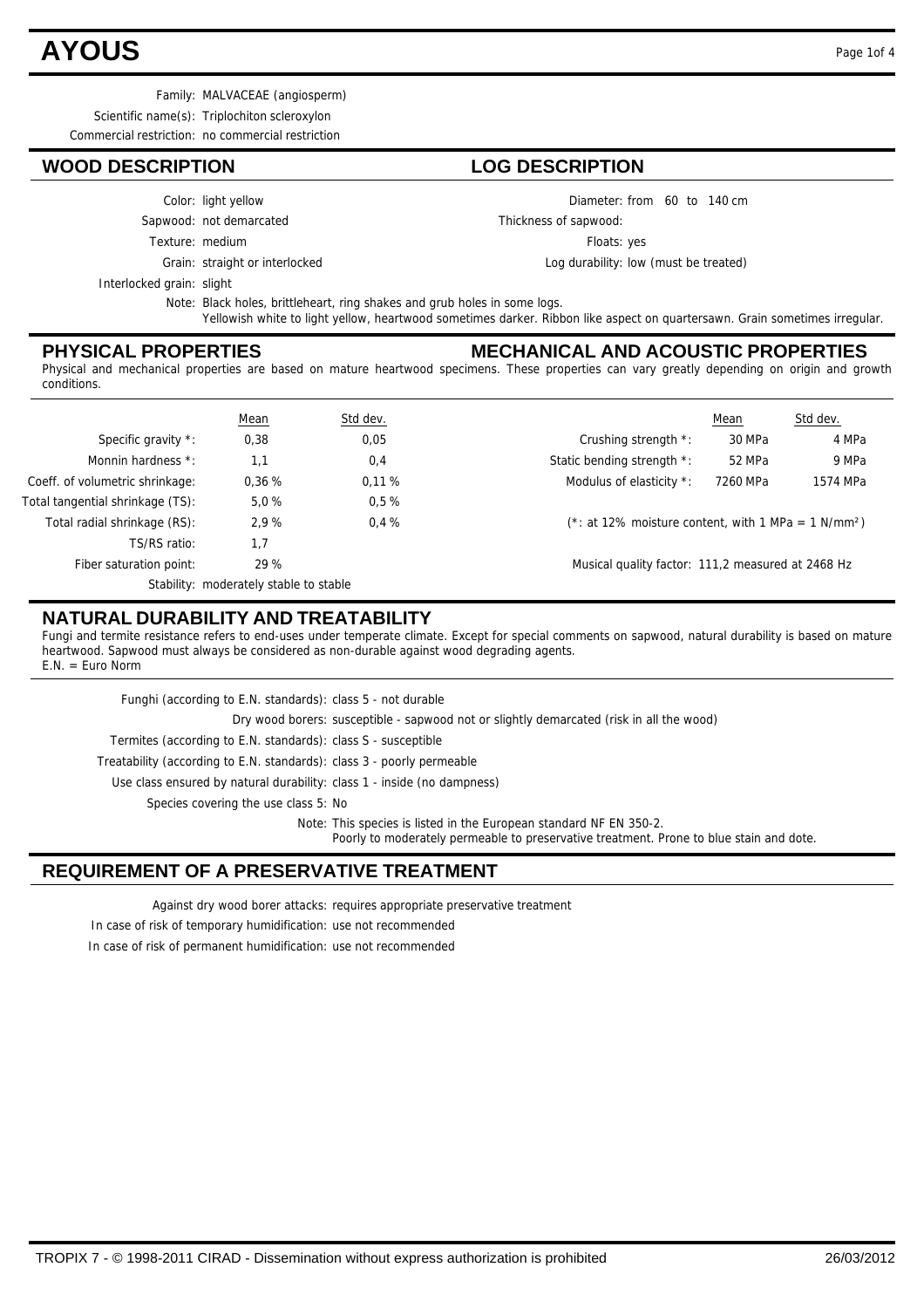# AYOUS

Family: MALVACEAE (angiosperm)
Scientific name(s): Triplochiton scleroxylon
Commercial restriction: no commercial restriction

## WOOD DESCRIPTION

Color: light yellow
Sapwood: not demarcated
Texture: medium
Grain: straight or interlocked
Interlocked grain: slight

## LOG DESCRIPTION

Diameter: from 60 to 140 cm
Thickness of sapwood:
Floats: yes
Log durability: low (must be treated)

Note: Black holes, brittleheart, ring shakes and grub holes in some logs.
Yellowish white to light yellow, heartwood sometimes darker. Ribbon like aspect on quartersawn. Grain sometimes irregular.

## PHYSICAL PROPERTIES

## MECHANICAL AND ACOUSTIC PROPERTIES

Physical and mechanical properties are based on mature heartwood specimens. These properties can vary greatly depending on origin and growth conditions.

| | Mean | Std dev. |
|---|---|---|
| Specific gravity *: | 0,38 | 0,05 |
| Monnin hardness *: | 1,1 | 0,4 |
| Coeff. of volumetric shrinkage: | 0,36 % | 0,11 % |
| Total tangential shrinkage (TS): | 5,0 % | 0,5 % |
| Total radial shrinkage (RS): | 2,9 % | 0,4 % |
| TS/RS ratio: | 1,7 | |
| Fiber saturation point: | 29 % | |

Stability: moderately stable to stable

| | Mean | Std dev. |
|---|---|---|
| Crushing strength *: | 30 MPa | 4 MPa |
| Static bending strength *: | 52 MPa | 9 MPa |
| Modulus of elasticity *: | 7260 MPa | 1574 MPa |

(*: at 12% moisture content, with 1 MPa = 1 N/mm²)

Musical quality factor: 111,2 measured at 2468 Hz

## NATURAL DURABILITY AND TREATABILITY

Fungi and termite resistance refers to end-uses under temperate climate. Except for special comments on sapwood, natural durability is based on mature heartwood. Sapwood must always be considered as non-durable against wood degrading agents.
E.N. = Euro Norm

Funghi (according to E.N. standards): class 5 - not durable
Dry wood borers: susceptible - sapwood not or slightly demarcated (risk in all the wood)
Termites (according to E.N. standards): class S - susceptible
Treatability (according to E.N. standards): class 3 - poorly permeable
Use class ensured by natural durability: class 1 - inside (no dampness)
Species covering the use class 5: No

Note: This species is listed in the European standard NF EN 350-2.
Poorly to moderately permeable to preservative treatment. Prone to blue stain and dote.

## REQUIREMENT OF A PRESERVATIVE TREATMENT

Against dry wood borer attacks: requires appropriate preservative treatment
In case of risk of temporary humidification: use not recommended
In case of risk of permanent humidification: use not recommended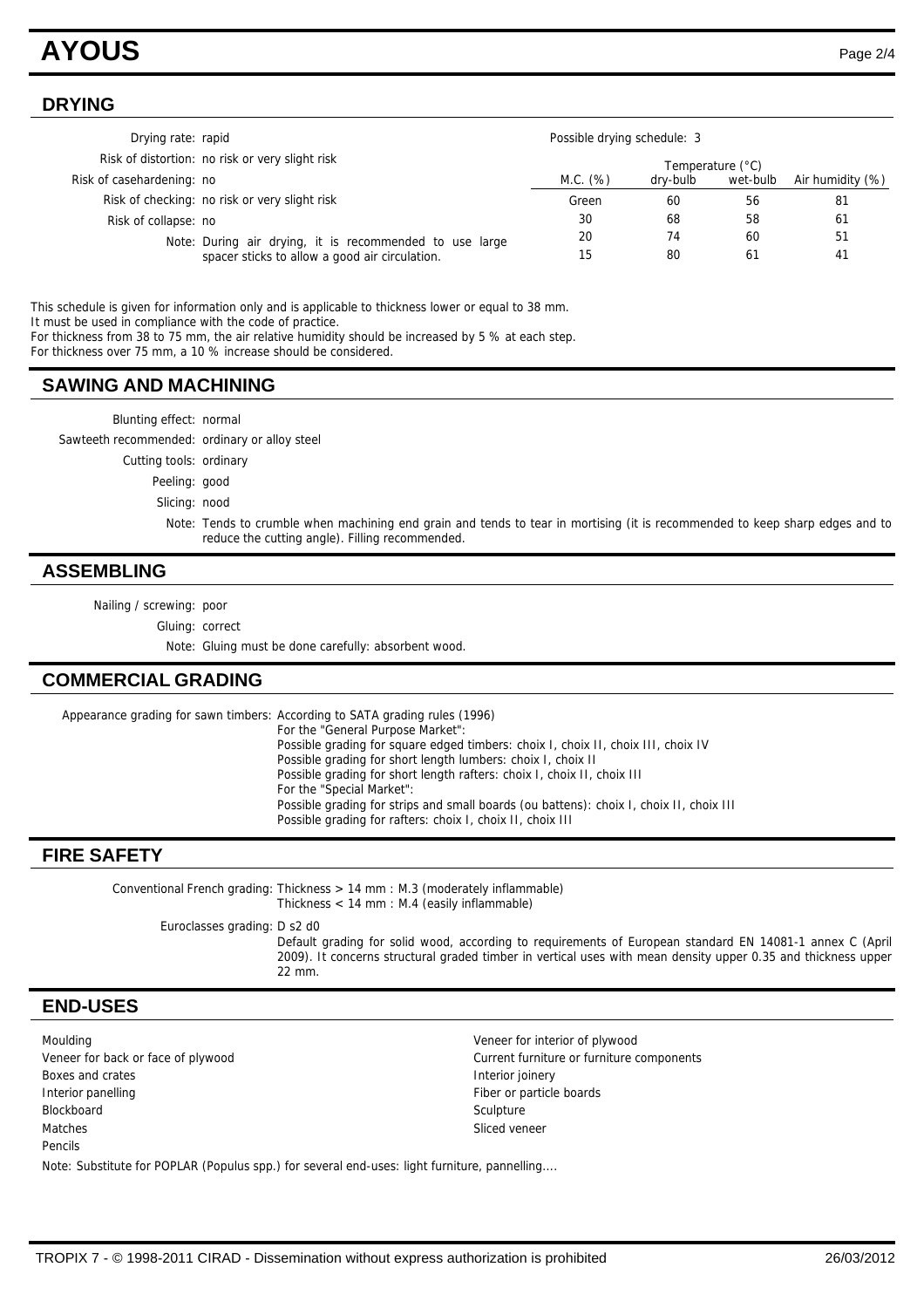## DRYING

Drying rate: rapid

Risk of distortion: no risk or very slight risk

Risk of casehardening: no

Risk of checking: no risk or very slight risk

Risk of collapse: no

Note: During air drying, it is recommended to use large spacer sticks to allow a good air circulation.

Possible drying schedule: 3

| M.C. (%) | Temperature (°C) dry-bulb | wet-bulb | Air humidity (%) |
|---|---|---|---|
| Green | 60 | 56 | 81 |
| 30 | 68 | 58 | 61 |
| 20 | 74 | 60 | 51 |
| 15 | 80 | 61 | 41 |

This schedule is given for information only and is applicable to thickness lower or equal to 38 mm.
It must be used in compliance with the code of practice.
For thickness from 38 to 75 mm, the air relative humidity should be increased by 5 % at each step.
For thickness over 75 mm, a 10 % increase should be considered.

## SAWING AND MACHINING

Blunting effect: normal

Sawteeth recommended: ordinary or alloy steel

Cutting tools: ordinary

Peeling: good

Slicing: nood

Note: Tends to crumble when machining end grain and tends to tear in mortising (it is recommended to keep sharp edges and to reduce the cutting angle). Filling recommended.

## ASSEMBLING

Nailing / screwing: poor

Gluing: correct

Note: Gluing must be done carefully: absorbent wood.

## COMMERCIAL GRADING

Appearance grading for sawn timbers: According to SATA grading rules (1996)
For the "General Purpose Market":
Possible grading for square edged timbers: choix I, choix II, choix III, choix IV
Possible grading for short length lumbers: choix I, choix II
Possible grading for short length rafters: choix I, choix II, choix III
For the "Special Market":
Possible grading for strips and small boards (ou battens): choix I, choix II, choix III
Possible grading for rafters: choix I, choix II, choix III

## FIRE SAFETY

Conventional French grading: Thickness > 14 mm : M.3 (moderately inflammable)
Thickness < 14 mm : M.4 (easily inflammable)

Euroclasses grading: D s2 d0
Default grading for solid wood, according to requirements of European standard EN 14081-1 annex C (April 2009). It concerns structural graded timber in vertical uses with mean density upper 0.35 and thickness upper 22 mm.

## END-USES

- Moulding
- Veneer for back or face of plywood
- Boxes and crates
- Interior panelling
- Blockboard
- Matches
- Pencils
- Veneer for interior of plywood
- Current furniture or furniture components
- Interior joinery
- Fiber or particle boards
- Sculpture
- Sliced veneer

Note: Substitute for POPLAR (Populus spp.) for several end-uses: light furniture, pannelling....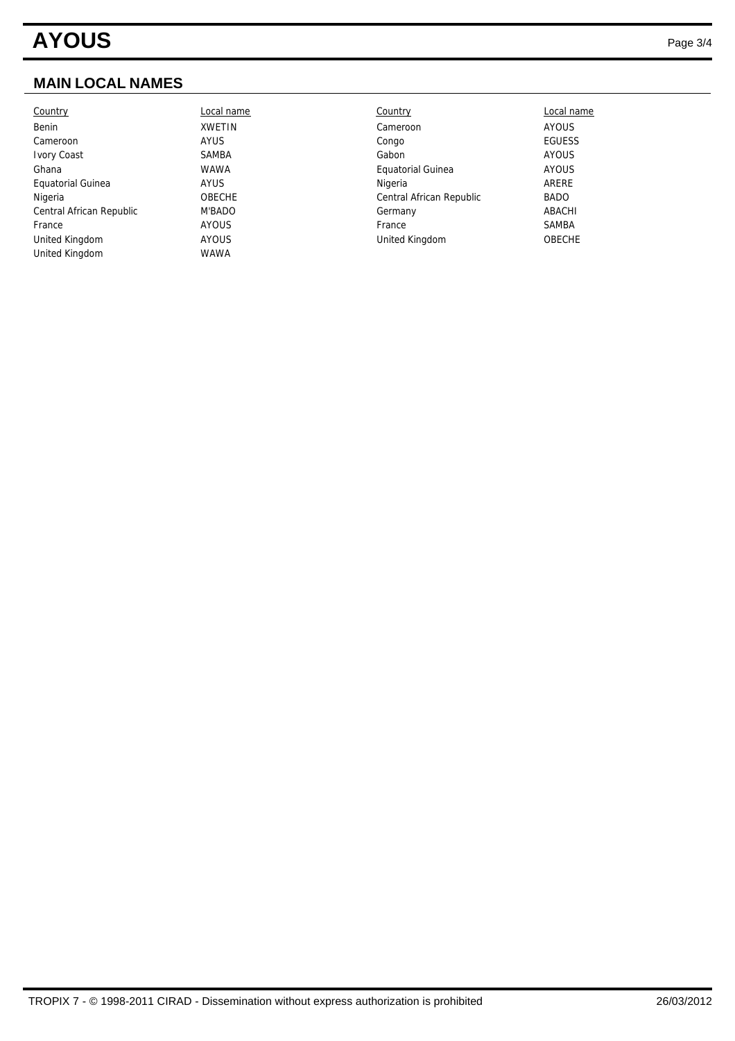## MAIN LOCAL NAMES

| Country | Local name | Country | Local name |
|---|---|---|---|
| Benin | XWETIN | Cameroon | AYOUS |
| Cameroon | AYUS | Congo | EGUESS |
| Ivory Coast | SAMBA | Gabon | AYOUS |
| Ghana | WAWA | Equatorial Guinea | AYOUS |
| Equatorial Guinea | AYUS | Nigeria | ARERE |
| Nigeria | OBECHE | Central African Republic | BADO |
| Central African Republic | M'BADO | Germany | ABACHI |
| France | AYOUS | France | SAMBA |
| United Kingdom | AYOUS | United Kingdom | OBECHE |
| United Kingdom | WAWA | | |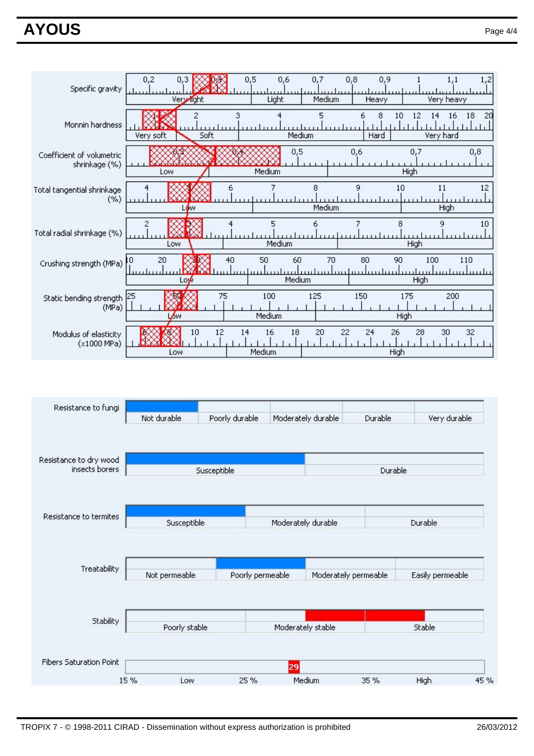# AYOUS

Specific gravity
0,2 0,3 0,4 0,5 0,6 0,7 0,8 0,9 1 1,1 1,2
Very light Light Medium Heavy Very heavy

Monnin hardness
1 2 3 4 5 6 8 10 12 14 16 18 20
Very soft Soft Medium Hard Very hard

Coefficient of volumetric shrinkage (%)
0,3 0,4 0,5 0,6 0,7 0,8
Low Medium High

Total tangential shrinkage (%)
4 5 6 7 8 9 10 11 12
Low Medium High

Total radial shrinkage (%)
2 3 4 5 6 7 8 9 10
Low Medium High

Crushing strength (MPa)
10 20 30 40 50 60 70 80 90 100 110
Low Medium High

Static bending strength (MPa)
25 50 75 100 125 150 175 200
Low Medium High

Modulus of elasticity (x1000 MPa)
6 8 10 12 14 16 18 20 22 24 26 28 30 32
Low Medium High

Resistance to fungi
Not durable Poorly durable Moderately durable Durable Very durable

Resistance to dry wood insects borers
Susceptible Durable

Resistance to termites
Susceptible Moderately durable Durable

Treatability
Not permeable Poorly permeable Moderately permeable Easily permeable

Stability
Poorly stable Moderately stable Stable

Fibers Saturation Point
29
15 % Low 25 % Medium 35 % High 45 %

TROPIX 7 - © 1998-2011 CIRAD - Dissemination without express authorization is prohibited

26/03/2012